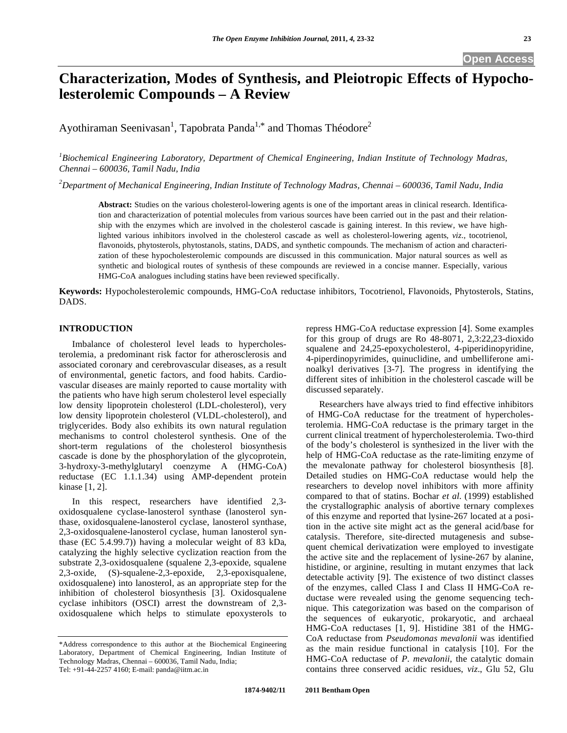Open Access

# Characterization, Modes of Synthesis, and Pleiotropic Effects of Hypocholesterolemic Compounds – A Review

Ayothiraman Seenivasan[1], Tapobrata Panda[1,*] and Thomas Théodore[2]

[1]*Biochemical Engineering Laboratory, Department of Chemical Engineering, Indian Institute of Technology Madras, Chennai – 600036, Tamil Nadu, India*

[2]*Department of Mechanical Engineering, Indian Institute of Technology Madras, Chennai – 600036, Tamil Nadu, India*

**Abstract:** Studies on the various cholesterol-lowering agents is one of the important areas in clinical research. Identification and characterization of potential molecules from various sources have been carried out in the past and their relationship with the enzymes which are involved in the cholesterol cascade is gaining interest. In this review, we have highlighted various inhibitors involved in the cholesterol cascade as well as cholesterol-lowering agents, *viz*., tocotrienol, flavonoids, phytosterols, phytostanols, statins, DADS, and synthetic compounds. The mechanism of action and characterization of these hypocholesterolemic compounds are discussed in this communication. Major natural sources as well as synthetic and biological routes of synthesis of these compounds are reviewed in a concise manner. Especially, various HMG-CoA analogues including statins have been reviewed specifically.

**Keywords:** Hypocholesterolemic compounds, HMG-CoA reductase inhibitors, Tocotrienol, Flavonoids, Phytosterols, Statins, DADS.

## INTRODUCTION

Imbalance of cholesterol level leads to hypercholesterolemia, a predominant risk factor for atherosclerosis and associated coronary and cerebrovascular diseases, as a result of environmental, genetic factors, and food habits. Cardiovascular diseases are mainly reported to cause mortality with the patients who have high serum cholesterol level especially low density lipoprotein cholesterol (LDL-cholesterol), very low density lipoprotein cholesterol (VLDL-cholesterol), and triglycerides. Body also exhibits its own natural regulation mechanisms to control cholesterol synthesis. One of the short-term regulations of the cholesterol biosynthesis cascade is done by the phosphorylation of the glycoprotein, 3-hydroxy-3-methylglutaryl coenzyme A (HMG-CoA) reductase (EC 1.1.1.34) using AMP-dependent protein kinase [1, 2].

In this respect, researchers have identified 2,3-oxidosqualene cyclase-lanosterol synthase (lanosterol synthase, oxidosqualene-lanosterol cyclase, lanosterol synthase, 2,3-oxidosqualene-lanosterol cyclase, human lanosterol synthase (EC 5.4.99.7)) having a molecular weight of 83 kDa, catalyzing the highly selective cyclization reaction from the substrate 2,3-oxidosqualene (squalene 2,3-epoxide, squalene 2,3-oxide, (S)-squalene-2,3-epoxide, 2,3-epoxisqualene, oxidosqualene) into lanosterol, as an appropriate step for the inhibition of cholesterol biosynthesis [3]. Oxidosqualene cyclase inhibitors (OSCI) arrest the downstream of 2,3-oxidosqualene which helps to stimulate epoxysterols to repress HMG-CoA reductase expression [4]. Some examples for this group of drugs are Ro 48-8071, 2,3:22,23-dioxido squalene and 24,25-epoxycholesterol, 4-piperidinopyridine, 4-piperdinopyrimides, quinuclidine, and umbelliferone aminoalkyl derivatives [3-7]. The progress in identifying the different sites of inhibition in the cholesterol cascade will be discussed separately.

Researchers have always tried to find effective inhibitors of HMG-CoA reductase for the treatment of hypercholesterolemia. HMG-CoA reductase is the primary target in the current clinical treatment of hypercholesterolemia. Two-third of the body's cholesterol is synthesized in the liver with the help of HMG-CoA reductase as the rate-limiting enzyme of the mevalonate pathway for cholesterol biosynthesis [8]. Detailed studies on HMG-CoA reductase would help the researchers to develop novel inhibitors with more affinity compared to that of statins. Bochar *et al*. (1999) established the crystallographic analysis of abortive ternary complexes of this enzyme and reported that lysine-267 located at a position in the active site might act as the general acid/base for catalysis. Therefore, site-directed mutagenesis and subsequent chemical derivatization were employed to investigate the active site and the replacement of lysine-267 by alanine, histidine, or arginine, resulting in mutant enzymes that lack detectable activity [9]. The existence of two distinct classes of the enzymes, called Class I and Class II HMG-CoA reductase were revealed using the genome sequencing technique. This categorization was based on the comparison of the sequences of eukaryotic, prokaryotic, and archaeal HMG-CoA reductases [1, 9]. Histidine 381 of the HMG-CoA reductase from *Pseudomonas mevalonii* was identified as the main residue functional in catalysis [10]. For the HMG-CoA reductase of *P. mevalonii*, the catalytic domain contains three conserved acidic residues, *viz*., Glu 52, Glu

*Address correspondence to this author at the Biochemical Engineering Laboratory, Department of Chemical Engineering, Indian Institute of Technology Madras, Chennai – 600036, Tamil Nadu, India; Tel: +91-44-2257 4160; E-mail: panda@iitm.ac.in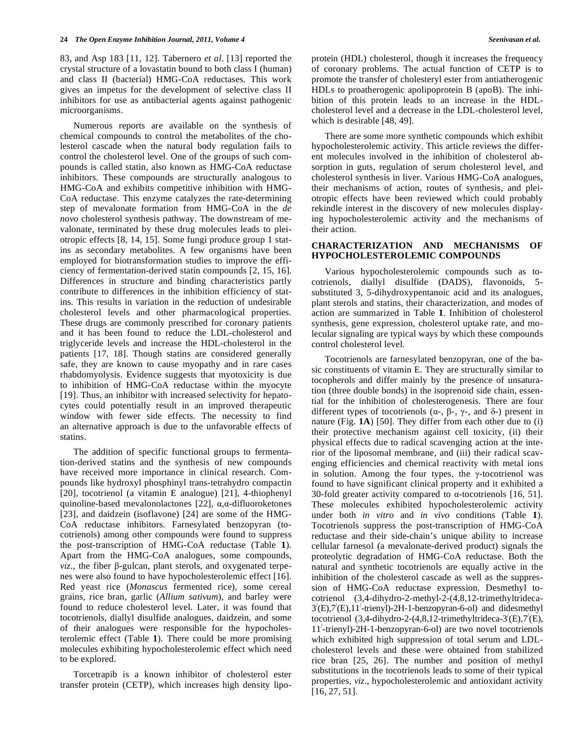83, and Asp 183 [11, 12]. Tabernero *et al*. [13] reported the crystal structure of a lovastatin bound to both class I (human) and class II (bacterial) HMG-CoA reductases. This work gives an impetus for the development of selective class II inhibitors for use as antibacterial agents against pathogenic microorganisms.

Numerous reports are available on the synthesis of chemical compounds to control the metabolites of the cholesterol cascade when the natural body regulation fails to control the cholesterol level. One of the groups of such compounds is called statin, also known as HMG-CoA reductase inhibitors. These compounds are structurally analogous to HMG-CoA and exhibits competitive inhibition with HMG-CoA reductase. This enzyme catalyzes the rate-determining step of mevalonate formation from HMG-CoA in the *de novo* cholesterol synthesis pathway. The downstream of mevalonate, terminated by these drug molecules leads to pleiotropic effects [8, 14, 15]. Some fungi produce group 1 statins as secondary metabolites. A few organisms have been employed for biotransformation studies to improve the efficiency of fermentation-derived statin compounds [2, 15, 16]. Differences in structure and binding characteristics partly contribute to differences in the inhibition efficiency of statins. This results in variation in the reduction of undesirable cholesterol levels and other pharmacological properties. These drugs are commonly prescribed for coronary patients and it has been found to reduce the LDL-cholesterol and triglyceride levels and increase the HDL-cholesterol in the patients [17, 18]. Though statins are considered generally safe, they are known to cause myopathy and in rare cases rhabdomyolysis. Evidence suggests that myotoxicity is due to inhibition of HMG-CoA reductase within the myocyte [19]. Thus, an inhibitor with increased selectivity for hepatocytes could potentially result in an improved therapeutic window with fewer side effects. The necessity to find an alternative approach is due to the unfavorable effects of statins.

The addition of specific functional groups to fermentation-derived statins and the synthesis of new compounds have received more importance in clinical research. Compounds like hydroxyl phosphinyl trans-tetrahydro compactin [20], tocotrienol (a vitamin E analogue) [21], 4-thiophenyl quinoline-based mevalonolactones [22], α,α-difluoroketones [23], and daidzein (isoflavone) [24] are some of the HMG-CoA reductase inhibitors. Farnesylated benzopyran (tocotrienols) among other compounds were found to suppress the post-transcription of HMG-CoA reductase (Table **1**). Apart from the HMG-CoA analogues, some compounds, *viz*., the fiber β-gulcan, plant sterols, and oxygenated terpenes were also found to have hypocholesterolemic effect [16]. Red yeast rice (*Monascus* fermented rice), some cereal grains, rice bran, garlic (*Allium sativum*), and barley were found to reduce cholesterol level. Later, it was found that tocotrienols, diallyl disulfide analogues, daidzein, and some of their analogues were responsible for the hypocholesterolemic effect (Table **1**). There could be more promising molecules exhibiting hypocholesterolemic effect which need to be explored.

Torcetrapib is a known inhibitor of cholesterol ester transfer protein (CETP), which increases high density lipoprotein (HDL) cholesterol, though it increases the frequency of coronary problems. The actual function of CETP is to promote the transfer of cholesteryl ester from antiatherogenic HDLs to proatherogenic apolipoprotein B (apoB). The inhibition of this protein leads to an increase in the HDL-cholesterol level and a decrease in the LDL-cholesterol level, which is desirable [48, 49].

There are some more synthetic compounds which exhibit hypocholesterolemic activity. This article reviews the different molecules involved in the inhibition of cholesterol absorption in guts, regulation of serum cholesterol level, and cholesterol synthesis in liver. Various HMG-CoA analogues, their mechanisms of action, routes of synthesis, and pleiotropic effects have been reviewed which could probably rekindle interest in the discovery of new molecules displaying hypocholesterolemic activity and the mechanisms of their action.

## CHARACTERIZATION AND MECHANISMS OF HYPOCHOLESTEROLEMIC COMPOUNDS

Various hypocholesterolemic compounds such as tocotrienols, diallyl disulfide (DADS), flavonoids, 5-substituted 3, 5-dihydroxypentanoic acid and its analogues, plant sterols and statins, their characterization, and modes of action are summarized in Table **1**. Inhibition of cholesterol synthesis, gene expression, cholesterol uptake rate, and molecular signaling are typical ways by which these compounds control cholesterol level.

Tocotrienols are farnesylated benzopyran, one of the basic constituents of vitamin E. They are structurally similar to tocopherols and differ mainly by the presence of unsaturation (three double bonds) in the isoprenoid side chain, essential for the inhibition of cholesterogenesis. There are four different types of tocotrienols (α-, β-, γ-, and δ-) present in nature (Fig. **1A**) [50]. They differ from each other due to (i) their protective mechanism against cell toxicity, (ii) their physical effects due to radical scavenging action at the interior of the liposomal membrane, and (iii) their radical scavenging efficiencies and chemical reactivity with metal ions in solution. Among the four types, the γ-tocotrienol was found to have significant clinical property and it exhibited a 30-fold greater activity compared to α-tocotrienols [16, 51]. These molecules exhibited hypocholesterolemic activity under both *in vitro* and *in vivo* conditions (Table **1**). Tocotrienols suppress the post-transcription of HMG-CoA reductase and their side-chain's unique ability to increase cellular farnesol (a mevalonate-derived product) signals the proteolytic degradation of HMG-CoA reductase. Both the natural and synthetic tocotrienols are equally active in the inhibition of the cholesterol cascade as well as the suppression of HMG-CoA reductase expression. Desmethyl tocotrienol (3,4-dihydro-2-methyl-2-(4,8,12-trimethyltrideca-3′(E),7′(E),11′-trienyl)-2H-1-benzopyran-6-ol) and didesmethyl tocotrienol (3,4-dihydro-2-(4,8,12-trimethyltrideca-3′(E),7′(E), 11′-trienyl)-2H-1-benzopyran-6-ol) are two novel tocotrienols which exhibited high suppression of total serum and LDL-cholesterol levels and these were obtained from stabilized rice bran [25, 26]. The number and position of methyl substitutions in the tocotrienols leads to some of their typical properties, *viz*., hypocholesterolemic and antioxidant activity [16, 27, 51].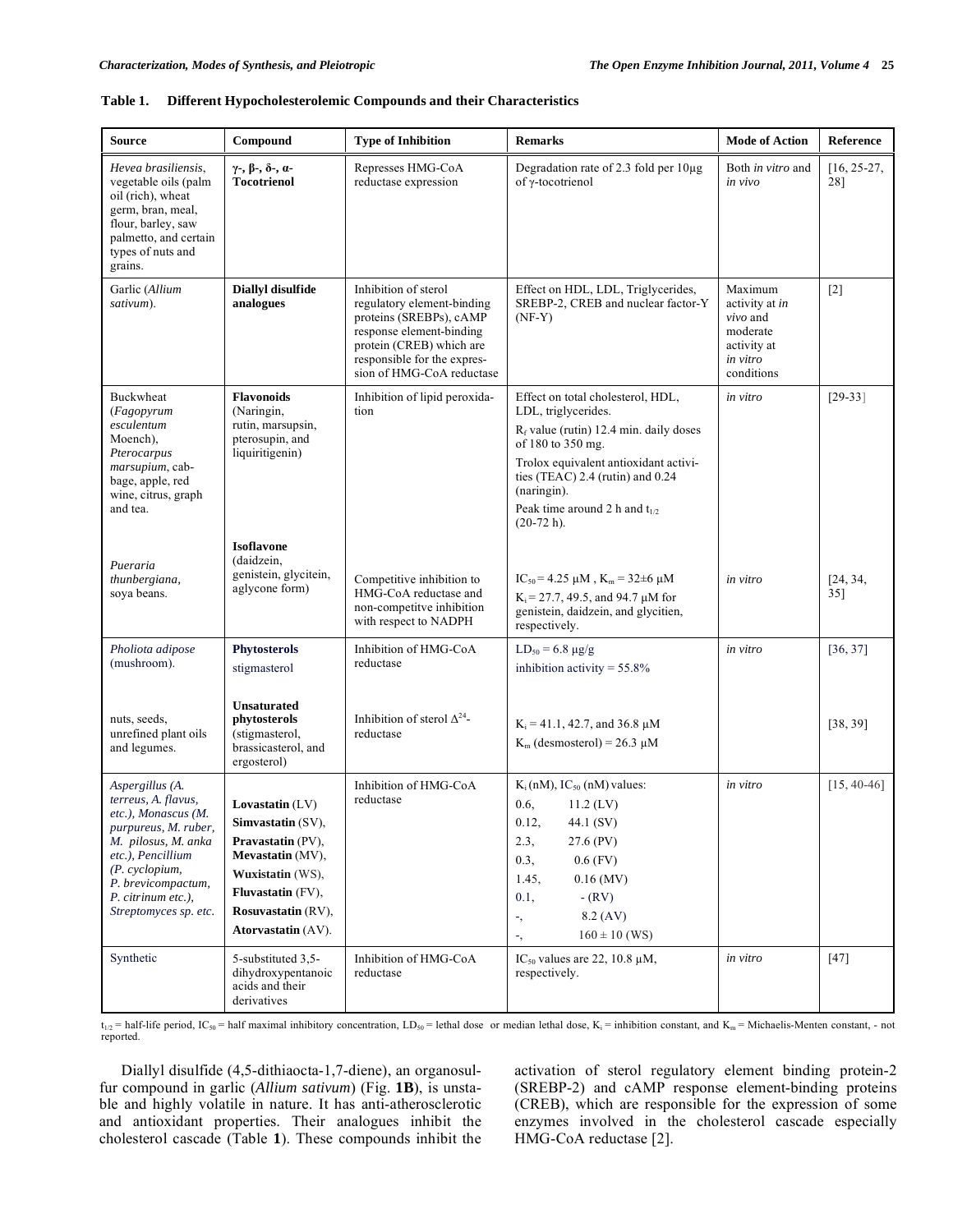**Table 1. Different Hypocholesterolemic Compounds and their Characteristics**

| Source | Compound | Type of Inhibition | Remarks | Mode of Action | Reference |
|---|---|---|---|---|---|
| *Hevea brasiliensis*, vegetable oils (palm oil (rich), wheat germ, bran, meal, flour, barley, saw palmetto, and certain types of nuts and grains. | **γ-, β-, δ-, α-Tocotrienol** | Represses HMG-CoA reductase expression | Degradation rate of 2.3 fold per 10μg of γ-tocotrienol | Both *in vitro* and *in vivo* | [16, 25-27, 28] |
| Garlic (*Allium sativum*). | **Diallyl disulfide analogues** | Inhibition of sterol regulatory element-binding proteins (SREBPs), cAMP response element-binding protein (CREB) which are responsible for the expression of HMG-CoA reductase | Effect on HDL, LDL, Triglycerides, SREBP-2, CREB and nuclear factor-Y (NF-Y) | Maximum activity at *in vivo* and moderate activity at *in vitro* conditions | [2] |
| Buckwheat (*Fagopyrum esculentum* Moench), *Pterocarpus marsupium*, cabbage, apple, red wine, citrus, graph and tea. | **Flavonoids** (Naringin, rutin, marsupsin, pterosupin, and liquiritigenin) | Inhibition of lipid peroxidation | Effect on total cholesterol, HDL, LDL, triglycerides.<br>$R_f$ value (rutin) 12.4 min. daily doses of 180 to 350 mg.<br>Trolox equivalent antioxidant activities (TEAC) 2.4 (rutin) and 0.24 (naringin).<br>Peak time around 2 h and $t_{1/2}$ (20-72 h). | *in vitro* | [29-33] |
| *Pueraria thunbergiana*, soya beans. | **Isoflavone** (daidzein, genistein, glycitein, aglycone form) | Competitive inhibition to HMG-CoA reductase and non-competitve inhibition with respect to NADPH | $IC_{50}$ = 4.25 μM , $K_m$ = 32±6 μM<br>$K_i$ = 27.7, 49.5, and 94.7 μM for genistein, daidzein, and glycitien, respectively. | *in vitro* | [24, 34, 35] |
| *Pholiota adipose* (mushroom). | **Phytosterols**<br>stigmasterol | Inhibition of HMG-CoA reductase | $LD_{50}$ = 6.8 μg/g<br>inhibition activity = 55.8% | *in vitro* | [36, 37] |
| nuts, seeds, unrefined plant oils and legumes. | **Unsaturated phytosterols** (stigmasterol, brassicasterol, and ergosterol) | Inhibition of sterol $\Delta^{24}$-reductase | $K_i$ = 41.1, 42.7, and 36.8 μM<br>$K_m$ (desmosterol) = 26.3 μM | | [38, 39] |
| *Aspergillus (A. terreus, A. flavus, etc.), Monascus (M. purpureus, M. ruber, M. pilosus, M. anka etc.), Pencillium (P. cyclopium, P. brevicompactum, P. citrinum etc.), Streptomyces sp. etc.* | **Lovastatin** (LV)<br>**Simvastatin** (SV),<br>**Pravastatin** (PV),<br>**Mevastatin** (MV),<br>**Wuxistatin** (WS),<br>**Fluvastatin** (FV),<br>**Rosuvastatin** (RV),<br>**Atorvastatin** (AV). | Inhibition of HMG-CoA reductase | $K_i$ (nM), $IC_{50}$ (nM) values:<br>0.6, 11.2 (LV)<br>0.12, 44.1 (SV)<br>2.3, 27.6 (PV)<br>0.3, 0.6 (FV)<br>1.45, 0.16 (MV)<br>0.1, - (RV)<br>-, 8.2 (AV)<br>-, 160 ± 10 (WS) | *in vitro* | [15, 40-46] |
| Synthetic | 5-substituted 3,5-dihydroxypentanoic acids and their derivatives | Inhibition of HMG-CoA reductase | $IC_{50}$ values are 22, 10.8 μM, respectively. | *in vitro* | [47] |

$t_{1/2}$ = half-life period, $IC_{50}$ = half maximal inhibitory concentration, $LD_{50}$ = lethal dose or median lethal dose, $K_i$ = inhibition constant, and $K_m$ = Michaelis-Menten constant, - not reported.

Diallyl disulfide (4,5-dithiaocta-1,7-diene), an organosulfur compound in garlic (*Allium sativum*) (Fig. **1B**), is unstable and highly volatile in nature. It has anti-atherosclerotic and antioxidant properties. Their analogues inhibit the cholesterol cascade (Table **1**). These compounds inhibit the activation of sterol regulatory element binding protein-2 (SREBP-2) and cAMP response element-binding proteins (CREB), which are responsible for the expression of some enzymes involved in the cholesterol cascade especially HMG-CoA reductase [2].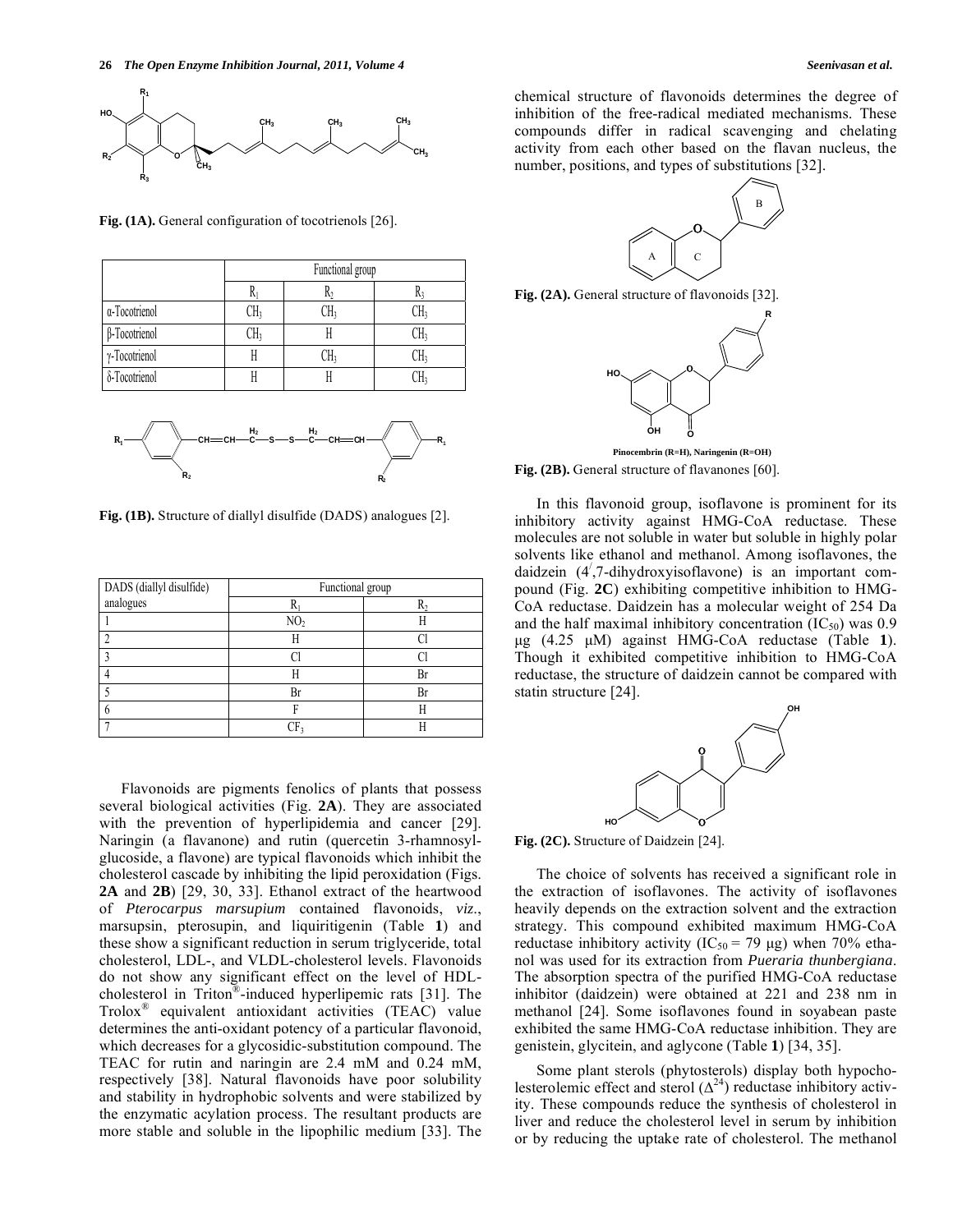Fig. (1A). General configuration of tocotrienols [26].

| | Functional group | | |
|---|---|---|---|
| | $R_1$ | $R_2$ | $R_3$ |
| α-Tocotrienol | $CH_3$ | $CH_3$ | $CH_3$ |
| β-Tocotrienol | $CH_3$ | H | $CH_3$ |
| γ-Tocotrienol | H | $CH_3$ | $CH_3$ |
| δ-Tocotrienol | H | H | $CH_3$ |

Fig. (1B). Structure of diallyl disulfide (DADS) analogues [2].

| DADS (diallyl disulfide) analogues | Functional group | |
|---|---|---|
| | $R_1$ | $R_2$ |
| 1 | $NO_2$ | H |
| 2 | H | Cl |
| 3 | Cl | Cl |
| 4 | H | Br |
| 5 | Br | Br |
| 6 | F | H |
| 7 | $CF_3$ | H |

Flavonoids are pigments fenolics of plants that possess several biological activities (Fig. **2A**). They are associated with the prevention of hyperlipidemia and cancer [29]. Naringin (a flavanone) and rutin (quercetin 3-rhamnosyl-glucoside, a flavone) are typical flavonoids which inhibit the cholesterol cascade by inhibiting the lipid peroxidation (Figs. **2A** and **2B**) [29, 30, 33]. Ethanol extract of the heartwood of *Pterocarpus marsupium* contained flavonoids, *viz*., marsupsin, pterosupin, and liquiritigenin (Table **1**) and these show a significant reduction in serum triglyceride, total cholesterol, LDL-, and VLDL-cholesterol levels. Flavonoids do not show any significant effect on the level of HDL-cholesterol in Triton®-induced hyperlipemic rats [31]. The Trolox® equivalent antioxidant activities (TEAC) value determines the anti-oxidant potency of a particular flavonoid, which decreases for a glycosidic-substitution compound. The TEAC for rutin and naringin are 2.4 mM and 0.24 mM, respectively [38]. Natural flavonoids have poor solubility and stability in hydrophobic solvents and were stabilized by the enzymatic acylation process. The resultant products are more stable and soluble in the lipophilic medium [33]. The chemical structure of flavonoids determines the degree of inhibition of the free-radical mediated mechanisms. These compounds differ in radical scavenging and chelating activity from each other based on the flavan nucleus, the number, positions, and types of substitutions [32].

Fig. (2A). General structure of flavonoids [32].

Pinocembrin (R=H), Naringenin (R=OH)

Fig. (2B). General structure of flavanones [60].

In this flavonoid group, isoflavone is prominent for its inhibitory activity against HMG-CoA reductase. These molecules are not soluble in water but soluble in highly polar solvents like ethanol and methanol. Among isoflavones, the daidzein (4′,7-dihydroxyisoflavone) is an important compound (Fig. **2C**) exhibiting competitive inhibition to HMG-CoA reductase. Daidzein has a molecular weight of 254 Da and the half maximal inhibitory concentration ($IC_{50}$) was 0.9 μg (4.25 μM) against HMG-CoA reductase (Table **1**). Though it exhibited competitive inhibition to HMG-CoA reductase, the structure of daidzein cannot be compared with statin structure [24].

Fig. (2C). Structure of Daidzein [24].

The choice of solvents has received a significant role in the extraction of isoflavones. The activity of isoflavones heavily depends on the extraction solvent and the extraction strategy. This compound exhibited maximum HMG-CoA reductase inhibitory activity ($IC_{50}$ = 79 μg) when 70% ethanol was used for its extraction from *Pueraria thunbergiana*. The absorption spectra of the purified HMG-CoA reductase inhibitor (daidzein) were obtained at 221 and 238 nm in methanol [24]. Some isoflavones found in soyabean paste exhibited the same HMG-CoA reductase inhibition. They are genistein, glycitein, and aglycone (Table **1**) [34, 35].

Some plant sterols (phytosterols) display both hypocholesterolemic effect and sterol ($\Delta^{24}$) reductase inhibitory activity. These compounds reduce the synthesis of cholesterol in liver and reduce the cholesterol level in serum by inhibition or by reducing the uptake rate of cholesterol. The methanol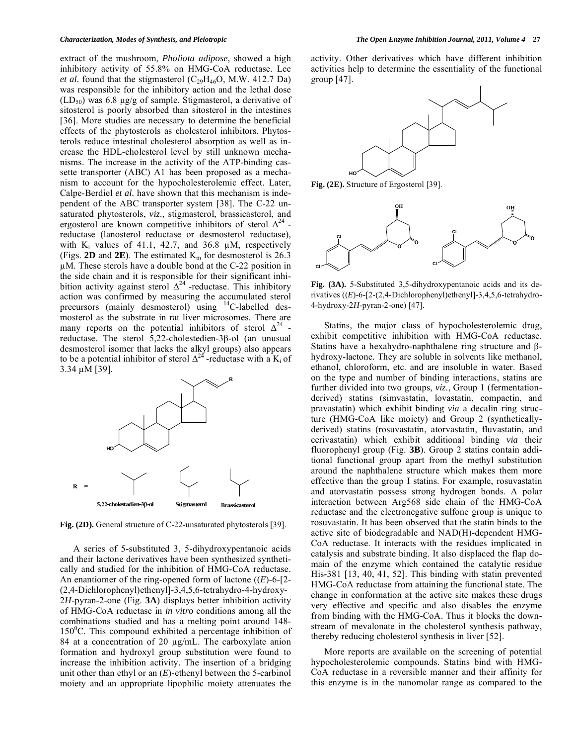extract of the mushroom, *Pholiota adipose*, showed a high inhibitory activity of 55.8% on HMG-CoA reductase. Lee *et al.* found that the stigmasterol ($C_{29}H_{46}O$, M.W. 412.7 Da) was responsible for the inhibitory action and the lethal dose ($LD_{50}$) was 6.8 μg/g of sample. Stigmasterol, a derivative of sitosterol is poorly absorbed than sitosterol in the intestines [36]. More studies are necessary to determine the beneficial effects of the phytosterols as cholesterol inhibitors. Phytosterols reduce intestinal cholesterol absorption as well as increase the HDL-cholesterol level by still unknown mechanisms. The increase in the activity of the ATP-binding cassette transporter (ABC) A1 has been proposed as a mechanism to account for the hypocholesterolemic effect. Later, Calpe-Berdiel *et al.* have shown that this mechanism is independent of the ABC transporter system [38]. The C-22 unsaturated phytosterols, *viz*., stigmasterol, brassicasterol, and ergosterol are known competitive inhibitors of sterol $\Delta^{24}$-reductase (lanosterol reductase or desmosterol reductase), with $K_i$ values of 41.1, 42.7, and 36.8 μM, respectively (Figs. **2D** and **2E**). The estimated $K_m$ for desmosterol is 26.3 μM. These sterols have a double bond at the C-22 position in the side chain and it is responsible for their significant inhibition activity against sterol $\Delta^{24}$-reductase. This inhibitory action was confirmed by measuring the accumulated sterol precursors (mainly desmosterol) using $^{14}$C-labelled desmosterol as the substrate in rat liver microsomes. There are many reports on the potential inhibitors of sterol $\Delta^{24}$-reductase. The sterol 5,22-cholestedien-3β-ol (an unusual desmosterol isomer that lacks the alkyl groups) also appears to be a potential inhibitor of sterol $\Delta^{24}$-reductase with a $K_i$ of 3.34 μM [39].

**Fig. (2D).** General structure of C-22-unsaturated phytosterols [39].

A series of 5-substituted 3, 5-dihydroxypentanoic acids and their lactone derivatives have been synthesized synthetically and studied for the inhibition of HMG-CoA reductase. An enantiomer of the ring-opened form of lactone ((*E*)-6-[2-(2,4-Dichlorophenyl)ethenyl]-3,4,5,6-tetrahydro-4-hydroxy-2*H*-pyran-2-one) (Fig. **3A**) displays better inhibition activity of HMG-CoA reductase in *in vitro* conditions among all the combinations studied and has a melting point around 148-150$^0$C. This compound exhibited a percentage inhibition of 84 at a concentration of 20 μg/mL. The carboxylate anion formation and hydroxyl group substitution were found to increase the inhibition activity. The insertion of a bridging unit other than ethyl or an (*E*)-ethenyl between the 5-carbinol moiety and an appropriate lipophilic moiety attenuates the activity. Other derivatives which have different inhibition activities help to determine the essentiality of the functional group [47].

**Fig. (2E).** Structure of Ergosterol [39].

**Fig. (3A).** 5-Substituted 3,5-dihydroxypentanoic acids and its derivatives ((*E*)-6-[2-(2,4-Dichlorophenyl)ethenyl]-3,4,5,6-tetrahydro-4-hydroxy-2*H*-pyran-2-one) [47].

Statins, the major class of hypocholesterolemic drug, exhibit competitive inhibition with HMG-CoA reductase. Statins have a hexahydro-naphthalene ring structure and β-hydroxy-lactone. They are soluble in solvents like methanol, ethanol, chloroform, etc. and are insoluble in water. Based on the type and number of binding interactions, statins are further divided into two groups, *viz*., Group 1 (fermentation-derived) statins (simvastatin, lovastatin, compactin, and pravastatin) which exhibit binding *via* a decalin ring structure (HMG-CoA like moiety) and Group 2 (synthetically-derived) statins (rosuvastatin, atorvastatin, fluvastatin, and cerivastatin) which exhibit additional binding *via* their fluorophenyl group (Fig. **3B**). Group 2 statins contain additional functional group apart from the methyl substitution around the naphthalene structure which makes them more effective than the group I statins. For example, rosuvastatin and atorvastatin possess strong hydrogen bonds. A polar interaction between Arg568 side chain of the HMG-CoA reductase and the electronegative sulfone group is unique to rosuvastatin. It has been observed that the statin binds to the active site of biodegradable and NAD(H)-dependent HMG-CoA reductase. It interacts with the residues implicated in catalysis and substrate binding. It also displaced the flap domain of the enzyme which contained the catalytic residue His-381 [13, 40, 41, 52]. This binding with statin prevented HMG-CoA reductase from attaining the functional state. The change in conformation at the active site makes these drugs very effective and specific and also disables the enzyme from binding with the HMG-CoA. Thus it blocks the downstream of mevalonate in the cholesterol synthesis pathway, thereby reducing cholesterol synthesis in liver [52].

More reports are available on the screening of potential hypocholesterolemic compounds. Statins bind with HMG-CoA reductase in a reversible manner and their affinity for this enzyme is in the nanomolar range as compared to the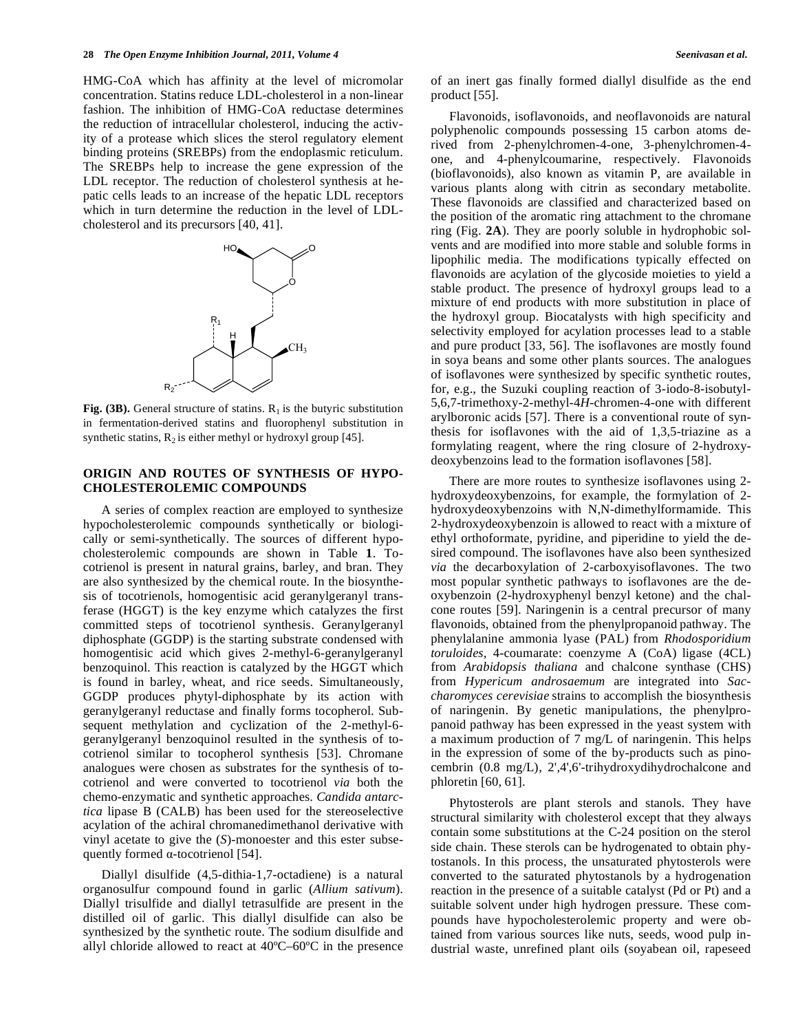HMG-CoA which has affinity at the level of micromolar concentration. Statins reduce LDL-cholesterol in a non-linear fashion. The inhibition of HMG-CoA reductase determines the reduction of intracellular cholesterol, inducing the activity of a protease which slices the sterol regulatory element binding proteins (SREBPs) from the endoplasmic reticulum. The SREBPs help to increase the gene expression of the LDL receptor. The reduction of cholesterol synthesis at hepatic cells leads to an increase of the hepatic LDL receptors which in turn determine the reduction in the level of LDL-cholesterol and its precursors [40, 41].

**Fig. (3B).** General structure of statins. $R_1$ is the butyric substitution in fermentation-derived statins and fluorophenyl substitution in synthetic statins, $R_2$ is either methyl or hydroxyl group [45].

## ORIGIN AND ROUTES OF SYNTHESIS OF HYPOCHOLESTEROLEMIC COMPOUNDS

A series of complex reaction are employed to synthesize hypocholesterolemic compounds synthetically or biologically or semi-synthetically. The sources of different hypocholesterolemic compounds are shown in Table **1**. Tocotrienol is present in natural grains, barley, and bran. They are also synthesized by the chemical route. In the biosynthesis of tocotrienols, homogentisic acid geranylgeranyl transferase (HGGT) is the key enzyme which catalyzes the first committed steps of tocotrienol synthesis. Geranylgeranyl diphosphate (GGDP) is the starting substrate condensed with homogentisic acid which gives 2-methyl-6-geranylgeranyl benzoquinol. This reaction is catalyzed by the HGGT which is found in barley, wheat, and rice seeds. Simultaneously, GGDP produces phytyl-diphosphate by its action with geranylgeranyl reductase and finally forms tocopherol. Subsequent methylation and cyclization of the 2-methyl-6-geranylgeranyl benzoquinol resulted in the synthesis of tocotrienol similar to tocopherol synthesis [53]. Chromane analogues were chosen as substrates for the synthesis of tocotrienol and were converted to tocotrienol *via* both the chemo-enzymatic and synthetic approaches. *Candida antarctica* lipase B (CALB) has been used for the stereoselective acylation of the achiral chromanedimethanol derivative with vinyl acetate to give the (*S*)-monoester and this ester subsequently formed α-tocotrienol [54].

Diallyl disulfide (4,5-dithia-1,7-octadiene) is a natural organosulfur compound found in garlic (*Allium sativum*). Diallyl trisulfide and diallyl tetrasulfide are present in the distilled oil of garlic. This diallyl disulfide can also be synthesized by the synthetic route. The sodium disulfide and allyl chloride allowed to react at 40ºC–60ºC in the presence of an inert gas finally formed diallyl disulfide as the end product [55].

Flavonoids, isoflavonoids, and neoflavonoids are natural polyphenolic compounds possessing 15 carbon atoms derived from 2-phenylchromen-4-one, 3-phenylchromen-4-one, and 4-phenylcoumarine, respectively. Flavonoids (bioflavonoids), also known as vitamin P, are available in various plants along with citrin as secondary metabolite. These flavonoids are classified and characterized based on the position of the aromatic ring attachment to the chromane ring (Fig. **2A**). They are poorly soluble in hydrophobic solvents and are modified into more stable and soluble forms in lipophilic media. The modifications typically effected on flavonoids are acylation of the glycoside moieties to yield a stable product. The presence of hydroxyl groups lead to a mixture of end products with more substitution in place of the hydroxyl group. Biocatalysts with high specificity and selectivity employed for acylation processes lead to a stable and pure product [33, 56]. The isoflavones are mostly found in soya beans and some other plants sources. The analogues of isoflavones were synthesized by specific synthetic routes, for, e.g., the Suzuki coupling reaction of 3-iodo-8-isobutyl-5,6,7-trimethoxy-2-methyl-4*H*-chromen-4-one with different arylboronic acids [57]. There is a conventional route of synthesis for isoflavones with the aid of 1,3,5-triazine as a formylating reagent, where the ring closure of 2-hydroxydeoxybenzoins lead to the formation isoflavones [58].

There are more routes to synthesize isoflavones using 2-hydroxydeoxybenzoins, for example, the formylation of 2-hydroxydeoxybenzoins with N,N-dimethylformamide. This 2-hydroxydeoxybenzoin is allowed to react with a mixture of ethyl orthoformate, pyridine, and piperidine to yield the desired compound. The isoflavones have also been synthesized *via* the decarboxylation of 2-carboxyisoflavones. The two most popular synthetic pathways to isoflavones are the deoxybenzoin (2-hydroxyphenyl benzyl ketone) and the chalcone routes [59]. Naringenin is a central precursor of many flavonoids, obtained from the phenylpropanoid pathway. The phenylalanine ammonia lyase (PAL) from *Rhodosporidium toruloides*, 4-coumarate: coenzyme A (CoA) ligase (4CL) from *Arabidopsis thaliana* and chalcone synthase (CHS) from *Hypericum androsaemum* are integrated into *Saccharomyces cerevisiae* strains to accomplish the biosynthesis of naringenin. By genetic manipulations, the phenylpropanoid pathway has been expressed in the yeast system with a maximum production of 7 mg/L of naringenin. This helps in the expression of some of the by-products such as pinocembrin (0.8 mg/L), 2',4',6'-trihydroxydihydrochalcone and phloretin [60, 61].

Phytosterols are plant sterols and stanols. They have structural similarity with cholesterol except that they always contain some substitutions at the C-24 position on the sterol side chain. These sterols can be hydrogenated to obtain phytostanols. In this process, the unsaturated phytosterols were converted to the saturated phytostanols by a hydrogenation reaction in the presence of a suitable catalyst (Pd or Pt) and a suitable solvent under high hydrogen pressure. These compounds have hypocholesterolemic property and were obtained from various sources like nuts, seeds, wood pulp industrial waste, unrefined plant oils (soyabean oil, rapeseed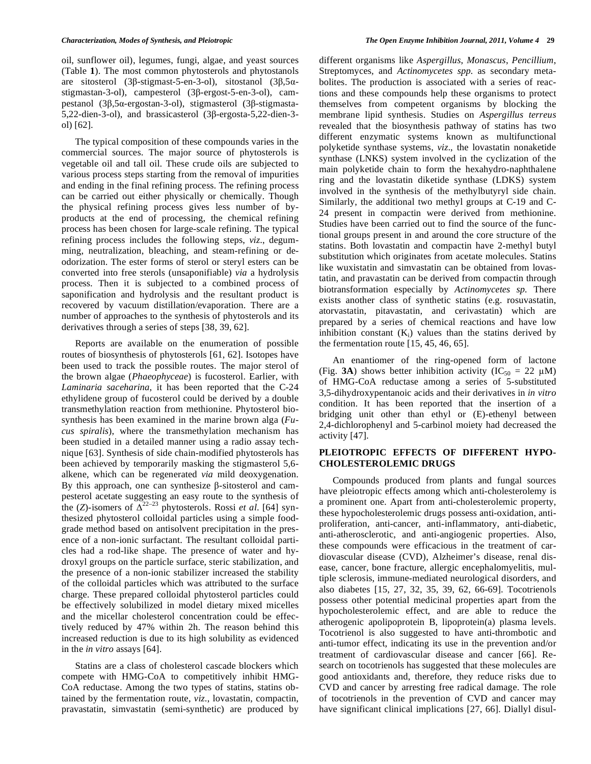oil, sunflower oil), legumes, fungi, algae, and yeast sources (Table **1**). The most common phytosterols and phytostanols are sitosterol (3β-stigmast-5-en-3-ol), sitostanol (3β,5α-stigmastan-3-ol), campesterol (3β-ergost-5-en-3-ol), campestanol (3β,5α-ergostan-3-ol), stigmasterol (3β-stigmasta-5,22-dien-3-ol), and brassicasterol (3β-ergosta-5,22-dien-3-ol) [62].

The typical composition of these compounds varies in the commercial sources. The major source of phytosterols is vegetable oil and tall oil. These crude oils are subjected to various process steps starting from the removal of impurities and ending in the final refining process. The refining process can be carried out either physically or chemically. Though the physical refining process gives less number of by-products at the end of processing, the chemical refining process has been chosen for large-scale refining. The typical refining process includes the following steps, *viz*., degumming, neutralization, bleaching, and steam-refining or deodorization. The ester forms of sterol or steryl esters can be converted into free sterols (unsaponifiable) *via* a hydrolysis process. Then it is subjected to a combined process of saponification and hydrolysis and the resultant product is recovered by vacuum distillation/evaporation. There are a number of approaches to the synthesis of phytosterols and its derivatives through a series of steps [38, 39, 62].

Reports are available on the enumeration of possible routes of biosynthesis of phytosterols [61, 62]. Isotopes have been used to track the possible routes. The major sterol of the brown algae (*Phaeophyceae*) is fucosterol. Earlier, with *Laminaria saceharina*, it has been reported that the C-24 ethylidene group of fucosterol could be derived by a double transmethylation reaction from methionine. Phytosterol biosynthesis has been examined in the marine brown alga (*Fucus spiralis*), where the transmethylation mechanism has been studied in a detailed manner using a radio assay technique [63]. Synthesis of side chain-modified phytosterols has been achieved by temporarily masking the stigmasterol 5,6-alkene, which can be regenerated *via* mild deoxygenation. By this approach, one can synthesize β-sitosterol and campesterol acetate suggesting an easy route to the synthesis of the (*Z*)-isomers of $\Delta^{22-23}$ phytosterols. Rossi *et al*. [64] synthesized phytosterol colloidal particles using a simple food-grade method based on antisolvent precipitation in the presence of a non-ionic surfactant. The resultant colloidal particles had a rod-like shape. The presence of water and hydroxyl groups on the particle surface, steric stabilization, and the presence of a non-ionic stabilizer increased the stability of the colloidal particles which was attributed to the surface charge. These prepared colloidal phytosterol particles could be effectively solubilized in model dietary mixed micelles and the micellar cholesterol concentration could be effectively reduced by 47% within 2h. The reason behind this increased reduction is due to its high solubility as evidenced in the *in vitro* assays [64].

Statins are a class of cholesterol cascade blockers which compete with HMG-CoA to competitively inhibit HMG-CoA reductase. Among the two types of statins, statins obtained by the fermentation route, *viz*., lovastatin, compactin, pravastatin, simvastatin (semi-synthetic) are produced by different organisms like *Aspergillus*, *Monascus*, *Pencillium*, Streptomyces, and *Actinomycetes spp.* as secondary metabolites. The production is associated with a series of reactions and these compounds help these organisms to protect themselves from competent organisms by blocking the membrane lipid synthesis. Studies on *Aspergillus terreus* revealed that the biosynthesis pathway of statins has two different enzymatic systems known as multifunctional polyketide synthase systems, *viz*., the lovastatin nonaketide synthase (LNKS) system involved in the cyclization of the main polyketide chain to form the hexahydro-naphthalene ring and the lovastatin diketide synthase (LDKS) system involved in the synthesis of the methylbutyryl side chain. Similarly, the additional two methyl groups at C-19 and C-24 present in compactin were derived from methionine. Studies have been carried out to find the source of the functional groups present in and around the core structure of the statins. Both lovastatin and compactin have 2-methyl butyl substitution which originates from acetate molecules. Statins like wuxistatin and simvastatin can be obtained from lovastatin, and pravastatin can be derived from compactin through biotransformation especially by *Actinomycetes sp.* There exists another class of synthetic statins (e.g. rosuvastatin, atorvastatin, pitavastatin, and cerivastatin) which are prepared by a series of chemical reactions and have low inhibition constant ($K_i$) values than the statins derived by the fermentation route [15, 45, 46, 65].

An enantiomer of the ring-opened form of lactone (Fig. **3A**) shows better inhibition activity ($IC_{50}$ = 22 μM) of HMG-CoA reductase among a series of 5-substituted 3,5-dihydroxypentanoic acids and their derivatives in *in vitro* condition. It has been reported that the insertion of a bridging unit other than ethyl or (E)-ethenyl between 2,4-dichlorophenyl and 5-carbinol moiety had decreased the activity [47].

## PLEIOTROPIC EFFECTS OF DIFFERENT HYPOCHOLESTEROLEMIC DRUGS

Compounds produced from plants and fungal sources have pleiotropic effects among which anti-cholesterolemy is a prominent one. Apart from anti-cholesterolemic property, these hypocholesterolemic drugs possess anti-oxidation, anti-proliferation, anti-cancer, anti-inflammatory, anti-diabetic, anti-atherosclerotic, and anti-angiogenic properties. Also, these compounds were efficacious in the treatment of cardiovascular disease (CVD), Alzheimer's disease, renal disease, cancer, bone fracture, allergic encephalomyelitis, multiple sclerosis, immune-mediated neurological disorders, and also diabetes [15, 27, 32, 35, 39, 62, 66-69]. Tocotrienols possess other potential medicinal properties apart from the hypocholesterolemic effect, and are able to reduce the atherogenic apolipoprotein B, lipoprotein(a) plasma levels. Tocotrienol is also suggested to have anti-thrombotic and anti-tumor effect, indicating its use in the prevention and/or treatment of cardiovascular disease and cancer [66]. Research on tocotrienols has suggested that these molecules are good antioxidants and, therefore, they reduce risks due to CVD and cancer by arresting free radical damage. The role of tocotrienols in the prevention of CVD and cancer may have significant clinical implications [27, 66]. Diallyl disul-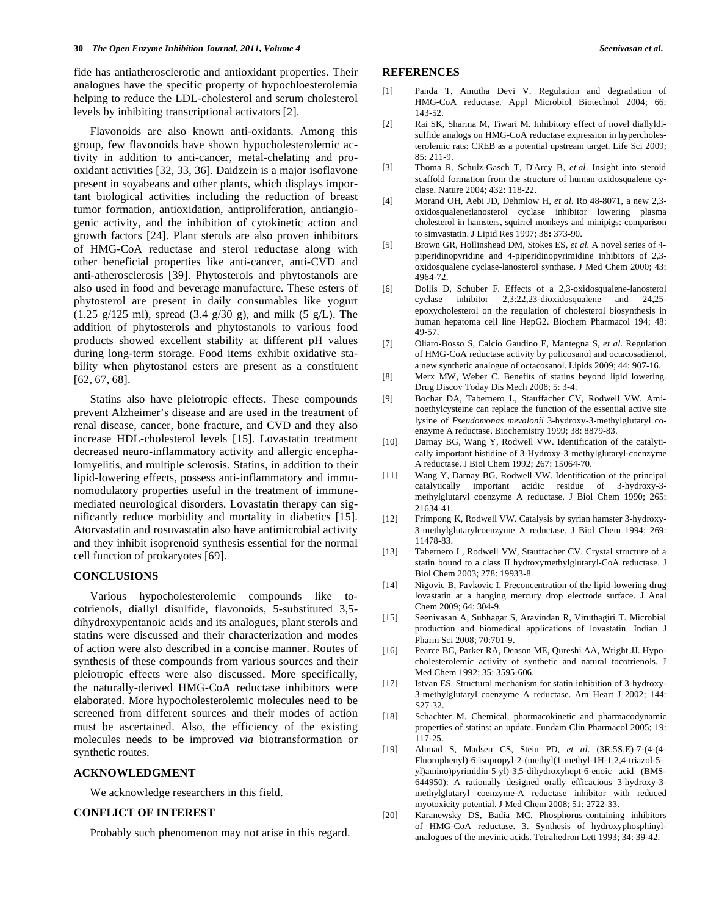fide has antiatherosclerotic and antioxidant properties. Their analogues have the specific property of hypochloesterolemia helping to reduce the LDL-cholesterol and serum cholesterol levels by inhibiting transcriptional activators [2].

Flavonoids are also known anti-oxidants. Among this group, few flavonoids have shown hypocholesterolemic activity in addition to anti-cancer, metal-chelating and pro-oxidant activities [32, 33, 36]. Daidzein is a major isoflavone present in soyabeans and other plants, which displays important biological activities including the reduction of breast tumor formation, antioxidation, antiproliferation, antiangiogenic activity, and the inhibition of cytokinetic action and growth factors [24]. Plant sterols are also proven inhibitors of HMG-CoA reductase and sterol reductase along with other beneficial properties like anti-cancer, anti-CVD and anti-atherosclerosis [39]. Phytosterols and phytostanols are also used in food and beverage manufacture. These esters of phytosterol are present in daily consumables like yogurt (1.25 g/125 ml), spread (3.4 g/30 g), and milk (5 g/L). The addition of phytosterols and phytostanols to various food products showed excellent stability at different pH values during long-term storage. Food items exhibit oxidative stability when phytostanol esters are present as a constituent [62, 67, 68].

Statins also have pleiotropic effects. These compounds prevent Alzheimer's disease and are used in the treatment of renal disease, cancer, bone fracture, and CVD and they also increase HDL-cholesterol levels [15]. Lovastatin treatment decreased neuro-inflammatory activity and allergic encephalomyelitis, and multiple sclerosis. Statins, in addition to their lipid-lowering effects, possess anti-inflammatory and immunomodulatory properties useful in the treatment of immune-mediated neurological disorders. Lovastatin therapy can significantly reduce morbidity and mortality in diabetics [15]. Atorvastatin and rosuvastatin also have antimicrobial activity and they inhibit isoprenoid synthesis essential for the normal cell function of prokaryotes [69].

## CONCLUSIONS

Various hypocholesterolemic compounds like tocotrienols, diallyl disulfide, flavonoids, 5-substituted 3,5-dihydroxypentanoic acids and its analogues, plant sterols and statins were discussed and their characterization and modes of action were also described in a concise manner. Routes of synthesis of these compounds from various sources and their pleiotropic effects were also discussed. More specifically, the naturally-derived HMG-CoA reductase inhibitors were elaborated. More hypocholesterolemic molecules need to be screened from different sources and their modes of action must be ascertained. Also, the efficiency of the existing molecules needs to be improved *via* biotransformation or synthetic routes.

## ACKNOWLEDGMENT

We acknowledge researchers in this field.

## CONFLICT OF INTEREST

Probably such phenomenon may not arise in this regard.

## REFERENCES

[1] Panda T, Amutha Devi V. Regulation and degradation of HMG-CoA reductase. Appl Microbiol Biotechnol 2004; 66: 143-52.

[2] Rai SK, Sharma M, Tiwari M. Inhibitory effect of novel diallyldisulfide analogs on HMG-CoA reductase expression in hypercholesterolemic rats: CREB as a potential upstream target. Life Sci 2009; 85: 211-9.

[3] Thoma R, Schulz-Gasch T, D'Arcy B, *et al*. Insight into steroid scaffold formation from the structure of human oxidosqualene cyclase. Nature 2004; 432: 118-22.

[4] Morand OH, Aebi JD, Dehmlow H, *et al*. Ro 48-8071, a new 2,3-oxidosqualene:lanosterol cyclase inhibitor lowering plasma cholesterol in hamsters, squirrel monkeys and minipigs: comparison to simvastatin. J Lipid Res 1997; 38**:** 373-90.

[5] Brown GR, Hollinshead DM, Stokes ES, *et al.* A novel series of 4-piperidinopyridine and 4-piperidinopyrimidine inhibitors of 2,3-oxidosqualene cyclase-lanosterol synthase. J Med Chem 2000; 43: 4964-72.

[6] Dollis D, Schuber F. Effects of a 2,3-oxidosqualene-lanosterol cyclase inhibitor 2,3:22,23-dioxidosqualene and 24,25-epoxycholesterol on the regulation of cholesterol biosynthesis in human hepatoma cell line HepG2. Biochem Pharmacol 194; 48: 49-57.

[7] Oliaro-Bosso S, Calcio Gaudino E, Mantegna S, *et al.* Regulation of HMG-CoA reductase activity by policosanol and octacosadienol, a new synthetic analogue of octacosanol. Lipids 2009; 44: 907-16.

[8] Merx MW, Weber C. Benefits of statins beyond lipid lowering. Drug Discov Today Dis Mech 2008; 5: 3-4.

[9] Bochar DA, Tabernero L, Stauffacher CV, Rodwell VW. Aminoethylcysteine can replace the function of the essential active site lysine of *Pseudomonas mevalonii* 3-hydroxy-3-methylglutaryl coenzyme A reductase. Biochemistry 1999; 38: 8879-83.

[10] Darnay BG, Wang Y, Rodwell VW. Identification of the catalytically important histidine of 3-Hydroxy-3-methylglutaryl-coenzyme A reductase. J Biol Chem 1992; 267: 15064-70.

[11] Wang Y, Darnay BG, Rodwell VW. Identification of the principal catalytically important acidic residue of 3-hydroxy-3-methylglutaryl coenzyme A reductase. J Biol Chem 1990; 265: 21634-41.

[12] Frimpong K, Rodwell VW. Catalysis by syrian hamster 3-hydroxy-3-methylglutarylcoenzyme A reductase. J Biol Chem 1994; 269: 11478-83.

[13] Tabernero L, Rodwell VW, Stauffacher CV. Crystal structure of a statin bound to a class II hydroxymethylglutaryl-CoA reductase. J Biol Chem 2003; 278: 19933-8.

[14] Nigovic B, Pavkovic I. Preconcentration of the lipid-lowering drug lovastatin at a hanging mercury drop electrode surface. J Anal Chem 2009; 64: 304-9.

[15] Seenivasan A, Subhagar S, Aravindan R, Viruthagiri T. Microbial production and biomedical applications of lovastatin. Indian J Pharm Sci 2008; 70:701-9.

[16] Pearce BC, Parker RA, Deason ME, Qureshi AA, Wright JJ. Hypocholesterolemic activity of synthetic and natural tocotrienols. J Med Chem 1992; 35: 3595-606.

[17] Istvan ES. Structural mechanism for statin inhibition of 3-hydroxy-3-methylglutaryl coenzyme A reductase. Am Heart J 2002; 144: S27-32.

[18] Schachter M. Chemical, pharmacokinetic and pharmacodynamic properties of statins: an update. Fundam Clin Pharmacol 2005; 19: 117-25.

[19] Ahmad S, Madsen CS, Stein PD, *et al.* (3R,5S,E)-7-(4-(4-Fluorophenyl)-6-isopropyl-2-(methyl(1-methyl-1H-1,2,4-triazol-5-yl)amino)pyrimidin-5-yl)-3,5-dihydroxyhept-6-enoic acid (BMS-644950): A rationally designed orally efficacious 3-hydroxy-3-methylglutaryl coenzyme-A reductase inhibitor with reduced myotoxicity potential. J Med Chem 2008; 51: 2722-33.

[20] Karanewsky DS, Badia MC. Phosphorus-containing inhibitors of HMG-CoA reductase. 3. Synthesis of hydroxyphosphinyl-analogues of the mevinic acids. Tetrahedron Lett 1993; 34: 39-42.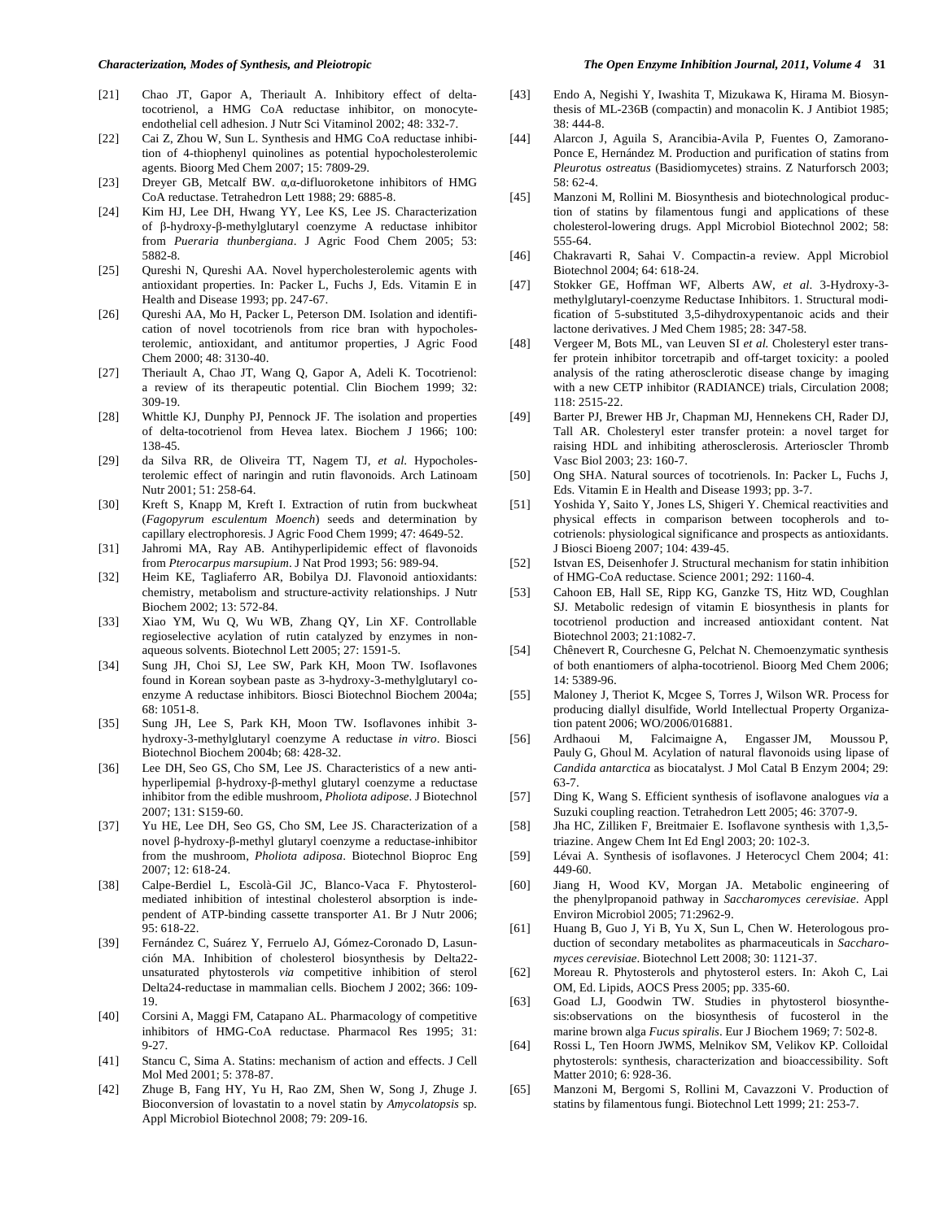[21] Chao JT, Gapor A, Theriault A. Inhibitory effect of delta-tocotrienol, a HMG CoA reductase inhibitor, on monocyte-endothelial cell adhesion. J Nutr Sci Vitaminol 2002; 48: 332-7.

[22] Cai Z, Zhou W, Sun L. Synthesis and HMG CoA reductase inhibition of 4-thiophenyl quinolines as potential hypocholesterolemic agents. Bioorg Med Chem 2007; 15: 7809-29.

[23] Dreyer GB, Metcalf BW. α,α-difluoroketone inhibitors of HMG CoA reductase. Tetrahedron Lett 1988; 29: 6885-8.

[24] Kim HJ, Lee DH, Hwang YY, Lee KS, Lee JS. Characterization of β-hydroxy-β-methylglutaryl coenzyme A reductase inhibitor from *Pueraria thunbergiana*. J Agric Food Chem 2005; 53: 5882-8.

[25] Qureshi N, Qureshi AA. Novel hypercholesterolemic agents with antioxidant properties. In: Packer L, Fuchs J, Eds. Vitamin E in Health and Disease 1993; pp. 247-67.

[26] Qureshi AA, Mo H, Packer L, Peterson DM. Isolation and identification of novel tocotrienols from rice bran with hypocholesterolemic, antioxidant, and antitumor properties, J Agric Food Chem 2000; 48: 3130-40.

[27] Theriault A, Chao JT, Wang Q, Gapor A, Adeli K. Tocotrienol: a review of its therapeutic potential. Clin Biochem 1999; 32: 309-19.

[28] Whittle KJ, Dunphy PJ, Pennock JF. The isolation and properties of delta-tocotrienol from Hevea latex. Biochem J 1966; 100: 138-45.

[29] da Silva RR, de Oliveira TT, Nagem TJ, *et al*. Hypocholesterolemic effect of naringin and rutin flavonoids. Arch Latinoam Nutr 2001; 51: 258-64.

[30] Kreft S, Knapp M, Kreft I. Extraction of rutin from buckwheat (*Fagopyrum esculentum Moench*) seeds and determination by capillary electrophoresis. J Agric Food Chem 1999; 47: 4649-52.

[31] Jahromi MA, Ray AB. Antihyperlipidemic effect of flavonoids from *Pterocarpus marsupium*. J Nat Prod 1993; 56: 989-94.

[32] Heim KE, Tagliaferro AR, Bobilya DJ. Flavonoid antioxidants: chemistry, metabolism and structure-activity relationships. J Nutr Biochem 2002; 13: 572-84.

[33] Xiao YM, Wu Q, Wu WB, Zhang QY, Lin XF. Controllable regioselective acylation of rutin catalyzed by enzymes in non-aqueous solvents. Biotechnol Lett 2005; 27: 1591-5.

[34] Sung JH, Choi SJ, Lee SW, Park KH, Moon TW. Isoflavones found in Korean soybean paste as 3-hydroxy-3-methylglutaryl coenzyme A reductase inhibitors. Biosci Biotechnol Biochem 2004a; 68: 1051-8.

[35] Sung JH, Lee S, Park KH, Moon TW. Isoflavones inhibit 3-hydroxy-3-methylglutaryl coenzyme A reductase *in vitro*. Biosci Biotechnol Biochem 2004b; 68: 428-32.

[36] Lee DH, Seo GS, Cho SM, Lee JS. Characteristics of a new anti-hyperlipemial β-hydroxy-β-methyl glutaryl coenzyme a reductase inhibitor from the edible mushroom, *Pholiota adipose*. J Biotechnol 2007; 131: S159-60.

[37] Yu HE, Lee DH, Seo GS, Cho SM, Lee JS. Characterization of a novel β-hydroxy-β-methyl glutaryl coenzyme a reductase-inhibitor from the mushroom, *Pholiota adiposa*. Biotechnol Bioproc Eng 2007; 12: 618-24.

[38] Calpe-Berdiel L, Escolà-Gil JC, Blanco-Vaca F. Phytosterol-mediated inhibition of intestinal cholesterol absorption is independent of ATP-binding cassette transporter A1. Br J Nutr 2006; 95: 618-22.

[39] Fernández C, Suárez Y, Ferruelo AJ, Gómez-Coronado D, Lasunción MA. Inhibition of cholesterol biosynthesis by Delta22-unsaturated phytosterols *via* competitive inhibition of sterol Delta24-reductase in mammalian cells. Biochem J 2002; 366: 109-19.

[40] Corsini A, Maggi FM, Catapano AL. Pharmacology of competitive inhibitors of HMG-CoA reductase. Pharmacol Res 1995; 31: 9-27.

[41] Stancu C, Sima A. Statins: mechanism of action and effects. J Cell Mol Med 2001; 5: 378-87.

[42] Zhuge B, Fang HY, Yu H, Rao ZM, Shen W, Song J, Zhuge J. Bioconversion of lovastatin to a novel statin by *Amycolatopsis* sp. Appl Microbiol Biotechnol 2008; 79: 209-16.

[43] Endo A, Negishi Y, Iwashita T, Mizukawa K, Hirama M. Biosynthesis of ML-236B (compactin) and monacolin K. J Antibiot 1985; 38: 444-8.

[44] Alarcon J, Aguila S, Arancibia-Avila P, Fuentes O, Zamorano-Ponce E, Hernández M. Production and purification of statins from *Pleurotus ostreatus* (Basidiomycetes) strains. Z Naturforsch 2003; 58: 62-4.

[45] Manzoni M, Rollini M. Biosynthesis and biotechnological production of statins by filamentous fungi and applications of these cholesterol-lowering drugs. Appl Microbiol Biotechnol 2002; 58: 555-64.

[46] Chakravarti R, Sahai V. Compactin-a review. Appl Microbiol Biotechnol 2004; 64: 618-24.

[47] Stokker GE, Hoffman WF, Alberts AW, *et al*. 3-Hydroxy-3-methylglutaryl-coenzyme Reductase Inhibitors. 1. Structural modification of 5-substituted 3,5-dihydroxypentanoic acids and their lactone derivatives. J Med Chem 1985; 28: 347-58.

[48] Vergeer M, Bots ML, van Leuven SI *et al.* Cholesteryl ester transfer protein inhibitor torcetrapib and off-target toxicity: a pooled analysis of the rating atherosclerotic disease change by imaging with a new CETP inhibitor (RADIANCE) trials, Circulation 2008; 118: 2515-22.

[49] Barter PJ, Brewer HB Jr, Chapman MJ, Hennekens CH, Rader DJ, Tall AR. Cholesteryl ester transfer protein: a novel target for raising HDL and inhibiting atherosclerosis. Arterioscler Thromb Vasc Biol 2003; 23: 160-7.

[50] Ong SHA. Natural sources of tocotrienols. In: Packer L, Fuchs J, Eds. Vitamin E in Health and Disease 1993; pp. 3-7.

[51] Yoshida Y, Saito Y, Jones LS, Shigeri Y. Chemical reactivities and physical effects in comparison between tocopherols and tocotrienols: physiological significance and prospects as antioxidants. J Biosci Bioeng 2007; 104: 439-45.

[52] Istvan ES, Deisenhofer J. Structural mechanism for statin inhibition of HMG-CoA reductase. Science 2001; 292: 1160-4.

[53] Cahoon EB, Hall SE, Ripp KG, Ganzke TS, Hitz WD, Coughlan SJ. Metabolic redesign of vitamin E biosynthesis in plants for tocotrienol production and increased antioxidant content. Nat Biotechnol 2003; 21:1082-7.

[54] Chênevert R, Courchesne G, Pelchat N. Chemoenzymatic synthesis of both enantiomers of alpha-tocotrienol. Bioorg Med Chem 2006; 14: 5389-96.

[55] Maloney J, Theriot K, Mcgee S, Torres J, Wilson WR. Process for producing diallyl disulfide, World Intellectual Property Organization patent 2006; WO/2006/016881.

[56] Ardhaoui M, Falcimaigne A, Engasser JM, Moussou P, Pauly G, Ghoul M. Acylation of natural flavonoids using lipase of *Candida antarctica* as biocatalyst. J Mol Catal B Enzym 2004; 29: 63-7.

[57] Ding K, Wang S. Efficient synthesis of isoflavone analogues *via* a Suzuki coupling reaction. Tetrahedron Lett 2005; 46: 3707-9.

[58] Jha HC, Zilliken F, Breitmaier E. Isoflavone synthesis with 1,3,5-triazine. Angew Chem Int Ed Engl 2003; 20: 102-3.

[59] Lévai A. Synthesis of isoflavones. J Heterocycl Chem 2004; 41: 449-60.

[60] Jiang H, Wood KV, Morgan JA. Metabolic engineering of the phenylpropanoid pathway in *Saccharomyces cerevisiae*. Appl Environ Microbiol 2005; 71:2962-9.

[61] Huang B, Guo J, Yi B, Yu X, Sun L, Chen W. Heterologous production of secondary metabolites as pharmaceuticals in *Saccharomyces cerevisiae*. Biotechnol Lett 2008; 30: 1121-37.

[62] Moreau R. Phytosterols and phytosterol esters. In: Akoh C, Lai OM, Ed. Lipids, AOCS Press 2005; pp. 335-60.

[63] Goad LJ, Goodwin TW. Studies in phytosterol biosynthesis:observations on the biosynthesis of fucosterol in the marine brown alga *Fucus spiralis*. Eur J Biochem 1969; 7: 502-8.

[64] Rossi L, Ten Hoorn JWMS, Melnikov SM, Velikov KP. Colloidal phytosterols: synthesis, characterization and bioaccessibility. Soft Matter 2010; 6: 928-36.

[65] Manzoni M, Bergomi S, Rollini M, Cavazzoni V. Production of statins by filamentous fungi. Biotechnol Lett 1999; 21: 253-7.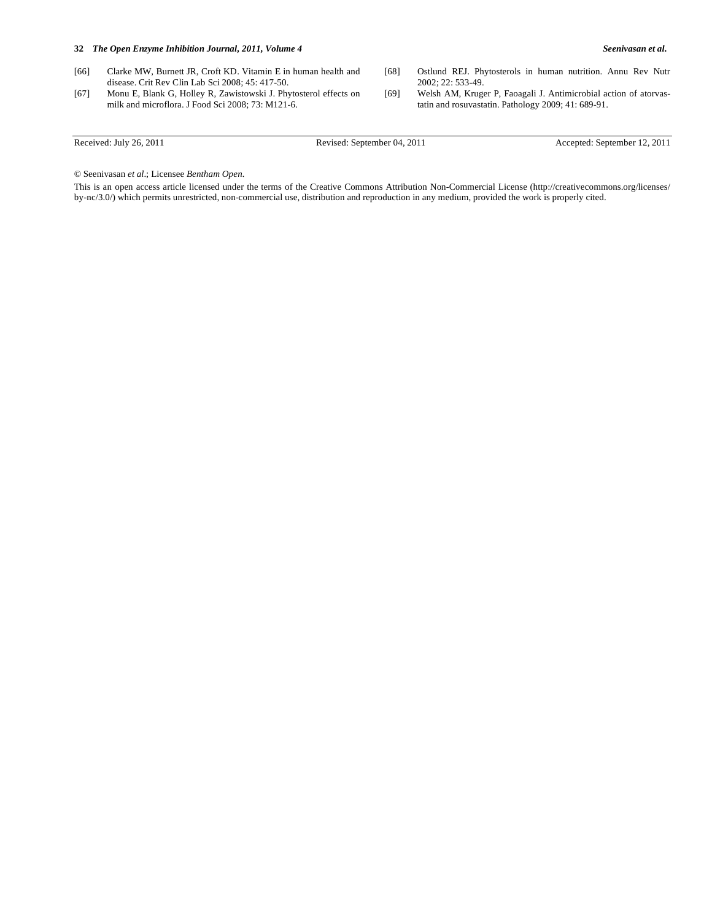[66] Clarke MW, Burnett JR, Croft KD. Vitamin E in human health and disease. Crit Rev Clin Lab Sci 2008; 45: 417-50.

[67] Monu E, Blank G, Holley R, Zawistowski J. Phytosterol effects on milk and microflora. J Food Sci 2008; 73: M121-6.

[68] Ostlund REJ. Phytosterols in human nutrition. Annu Rev Nutr 2002; 22: 533-49.

[69] Welsh AM, Kruger P, Faoagali J. Antimicrobial action of atorvastatin and rosuvastatin. Pathology 2009; 41: 689-91.

Received: July 26, 2011 Revised: September 04, 2011 Accepted: September 12, 2011

© Seenivasan *et al*.; Licensee *Bentham Open*.

This is an open access article licensed under the terms of the Creative Commons Attribution Non-Commercial License (http://creativecommons.org/licenses/by-nc/3.0/) which permits unrestricted, non-commercial use, distribution and reproduction in any medium, provided the work is properly cited.